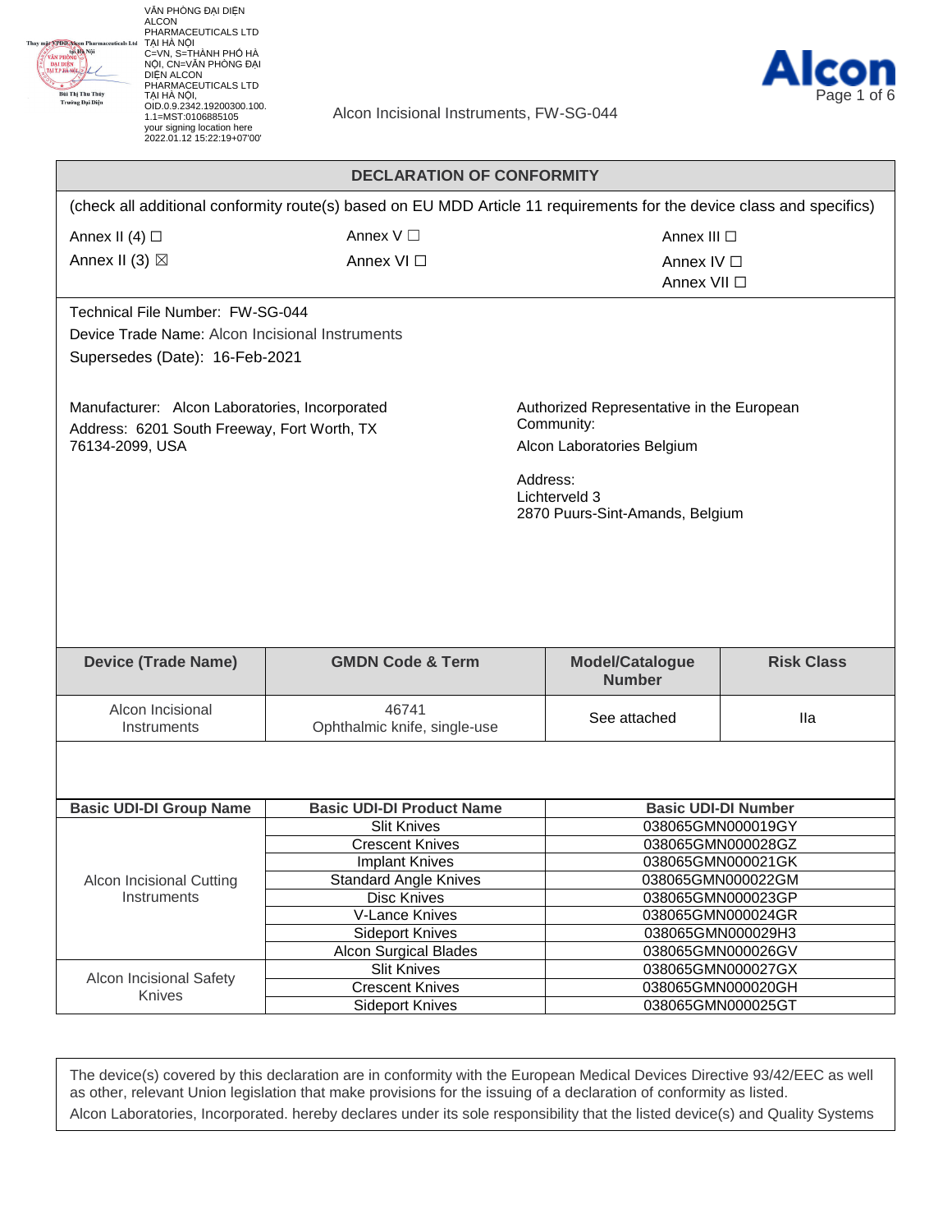VĂN PHÒNG ĐẠI DIỆN ALCON PHARMACEUTICALS LTD TẠI HÀ NỘI
C=VN, S=THÀNH PHỐ HÀ NỘI, CN=VĂN PHÒNG ĐẠI DIỆN ALCON PHARMACEUTICALS LTD TẠI HÀ NỘI, OID.0.9.2342.19200300.100.1.1=MST:0106885105
your signing location here
2022.01.12 15:22:19+07'00'

Alcon Incisional Instruments, FW-SG-044

## DECLARATION OF CONFORMITY

(check all additional conformity route(s) based on EU MDD Article 11 requirements for the device class and specifics)

| | | |
|---|---|---|
| Annex II (4) ☐ | Annex V ☐ | Annex III ☐ |
| Annex II (3) ☒ | Annex VI ☐ | Annex IV ☐ |
| | | Annex VII ☐ |

Technical File Number: FW-SG-044

Device Trade Name: Alcon Incisional Instruments

Supersedes (Date): 16-Feb-2021

Manufacturer: Alcon Laboratories, Incorporated
Address: 6201 South Freeway, Fort Worth, TX 76134-2099, USA

Authorized Representative in the European Community:
Alcon Laboratories Belgium

Address:
Lichterveld 3
2870 Puurs-Sint-Amands, Belgium

| Device (Trade Name) | GMDN Code & Term | Model/Catalogue Number | Risk Class |
|---|---|---|---|
| Alcon Incisional Instruments | 46741 Ophthalmic knife, single-use | See attached | IIa |

| Basic UDI-DI Group Name | Basic UDI-DI Product Name | Basic UDI-DI Number |
|---|---|---|
| Alcon Incisional Cutting Instruments | Slit Knives | 038065GMN000019GY |
| | Crescent Knives | 038065GMN000028GZ |
| | Implant Knives | 038065GMN000021GK |
| | Standard Angle Knives | 038065GMN000022GM |
| | Disc Knives | 038065GMN000023GP |
| | V-Lance Knives | 038065GMN000024GR |
| | Sideport Knives | 038065GMN000029H3 |
| | Alcon Surgical Blades | 038065GMN000026GV |
| Alcon Incisional Safety Knives | Slit Knives | 038065GMN000027GX |
| | Crescent Knives | 038065GMN000020GH |
| | Sideport Knives | 038065GMN000025GT |

The device(s) covered by this declaration are in conformity with the European Medical Devices Directive 93/42/EEC as well as other, relevant Union legislation that make provisions for the issuing of a declaration of conformity as listed.

Alcon Laboratories, Incorporated. hereby declares under its sole responsibility that the listed device(s) and Quality Systems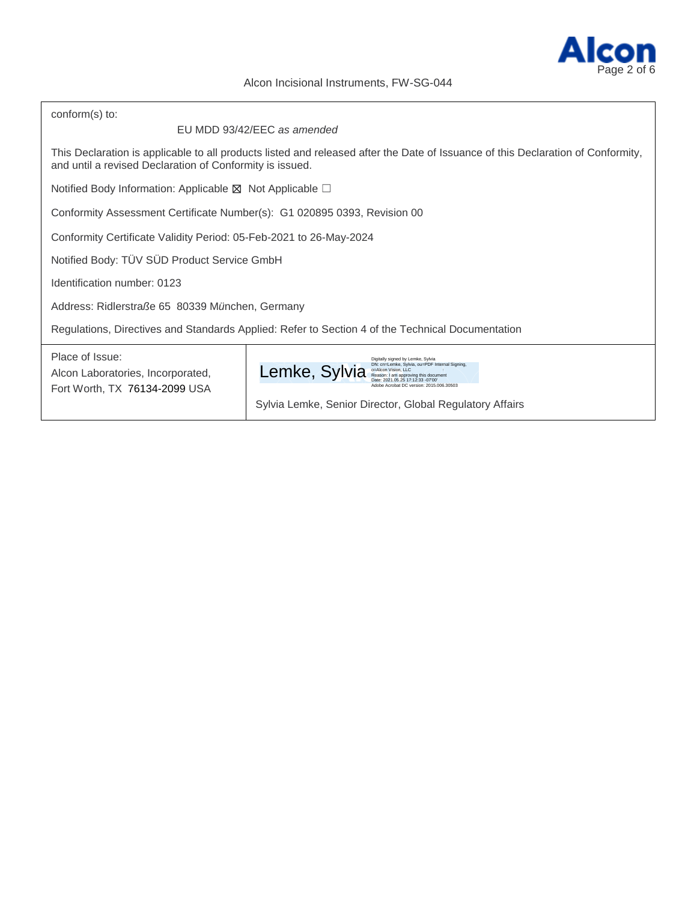Alcon Incisional Instruments, FW-SG-044

conform(s) to:

EU MDD 93/42/EEC *as amended*

This Declaration is applicable to all products listed and released after the Date of Issuance of this Declaration of Conformity, and until a revised Declaration of Conformity is issued.

Notified Body Information: Applicable ☒ Not Applicable ☐

Conformity Assessment Certificate Number(s): G1 020895 0393, Revision 00

Conformity Certificate Validity Period: 05-Feb-2021 to 26-May-2024

Notified Body: TÜV SÜD Product Service GmbH

Identification number: 0123

Address: Ridlerstraße 65 80339 München, Germany

Regulations, Directives and Standards Applied: Refer to Section 4 of the Technical Documentation

| Place of Issue: Alcon Laboratories, Incorporated, Fort Worth, TX 76134-2099 USA | Lemke, Sylvia<br>Digitally signed by Lemke, Sylvia<br>DN: cn=Lemke, Sylvia, ou=PDF Internal Signing, o=Alcon Vision, LLC<br>Reason: I am approving this document<br>Date: 2021.05.25 17:12:33 -07'00'<br>Adobe Acrobat DC version: 2015.006.30503<br>Sylvia Lemke, Senior Director, Global Regulatory Affairs |
|---|---|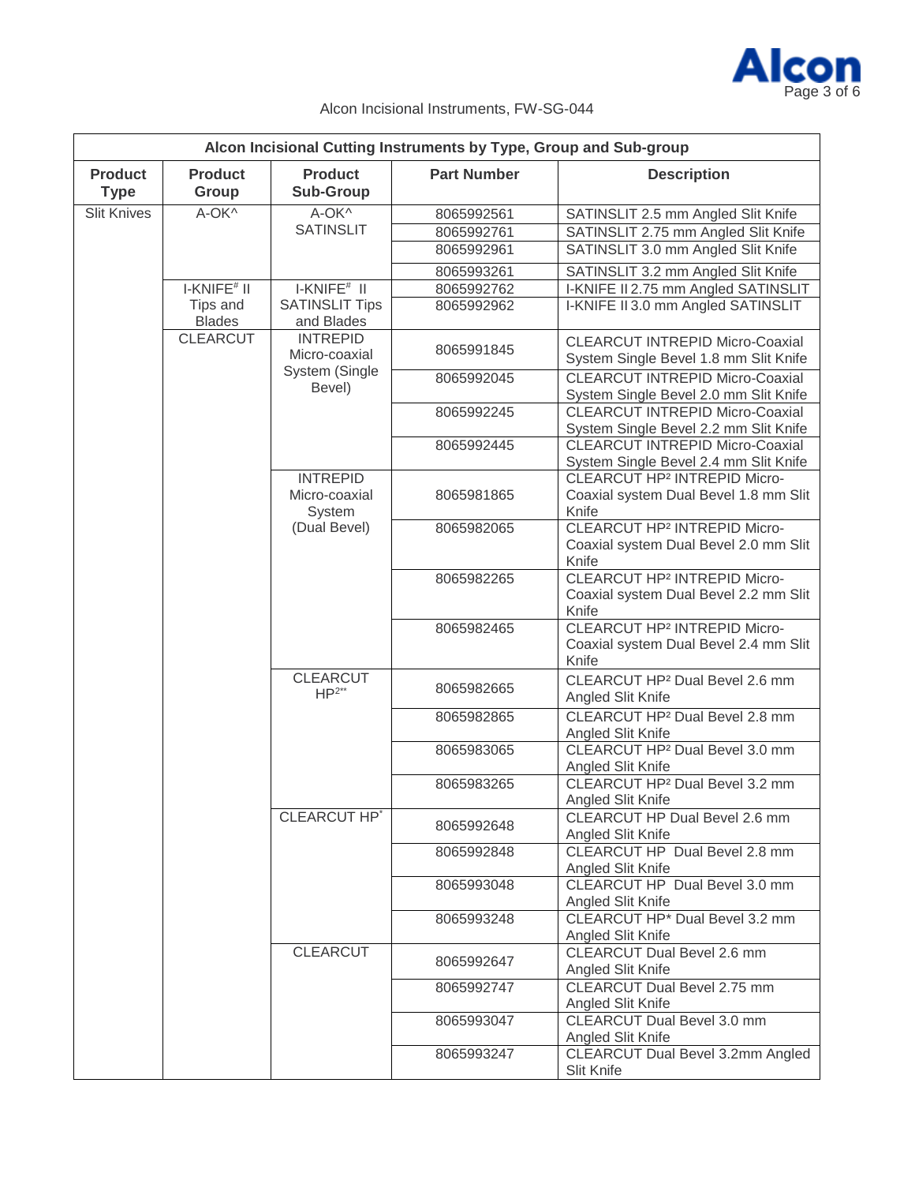Alcon Incisional Instruments, FW-SG-044

| Alcon Incisional Cutting Instruments by Type, Group and Sub-group | | | | |
|---|---|---|---|---|
| **Product Type** | **Product Group** | **Product Sub-Group** | **Part Number** | **Description** |
| Slit Knives | A-OK^ | A-OK^ SATINSLIT | 8065992561 | SATINSLIT 2.5 mm Angled Slit Knife |
| | | | 8065992761 | SATINSLIT 2.75 mm Angled Slit Knife |
| | | | 8065992961 | SATINSLIT 3.0 mm Angled Slit Knife |
| | | | 8065993261 | SATINSLIT 3.2 mm Angled Slit Knife |
| | I-KNIFE# II Tips and Blades | I-KNIFE# II SATINSLIT Tips and Blades | 8065992762 | I-KNIFE II 2.75 mm Angled SATINSLIT |
| | | | 8065992962 | I-KNIFE II 3.0 mm Angled SATINSLIT |
| | CLEARCUT | INTREPID Micro-coaxial System (Single Bevel) | 8065991845 | CLEARCUT INTREPID Micro-Coaxial System Single Bevel 1.8 mm Slit Knife |
| | | | 8065992045 | CLEARCUT INTREPID Micro-Coaxial System Single Bevel 2.0 mm Slit Knife |
| | | | 8065992245 | CLEARCUT INTREPID Micro-Coaxial System Single Bevel 2.2 mm Slit Knife |
| | | | 8065992445 | CLEARCUT INTREPID Micro-Coaxial System Single Bevel 2.4 mm Slit Knife |
| | | INTREPID Micro-coaxial System (Dual Bevel) | 8065981865 | CLEARCUT HP² INTREPID Micro-Coaxial system Dual Bevel 1.8 mm Slit Knife |
| | | | 8065982065 | CLEARCUT HP² INTREPID Micro-Coaxial system Dual Bevel 2.0 mm Slit Knife |
| | | | 8065982265 | CLEARCUT HP² INTREPID Micro-Coaxial system Dual Bevel 2.2 mm Slit Knife |
| | | | 8065982465 | CLEARCUT HP² INTREPID Micro-Coaxial system Dual Bevel 2.4 mm Slit Knife |
| | | CLEARCUT HP²** | 8065982665 | CLEARCUT HP² Dual Bevel 2.6 mm Angled Slit Knife |
| | | | 8065982865 | CLEARCUT HP² Dual Bevel 2.8 mm Angled Slit Knife |
| | | | 8065983065 | CLEARCUT HP² Dual Bevel 3.0 mm Angled Slit Knife |
| | | | 8065983265 | CLEARCUT HP² Dual Bevel 3.2 mm Angled Slit Knife |
| | | CLEARCUT HP* | 8065992648 | CLEARCUT HP Dual Bevel 2.6 mm Angled Slit Knife |
| | | | 8065992848 | CLEARCUT HP Dual Bevel 2.8 mm Angled Slit Knife |
| | | | 8065993048 | CLEARCUT HP Dual Bevel 3.0 mm Angled Slit Knife |
| | | | 8065993248 | CLEARCUT HP* Dual Bevel 3.2 mm Angled Slit Knife |
| | | CLEARCUT | 8065992647 | CLEARCUT Dual Bevel 2.6 mm Angled Slit Knife |
| | | | 8065992747 | CLEARCUT Dual Bevel 2.75 mm Angled Slit Knife |
| | | | 8065993047 | CLEARCUT Dual Bevel 3.0 mm Angled Slit Knife |
| | | | 8065993247 | CLEARCUT Dual Bevel 3.2mm Angled Slit Knife |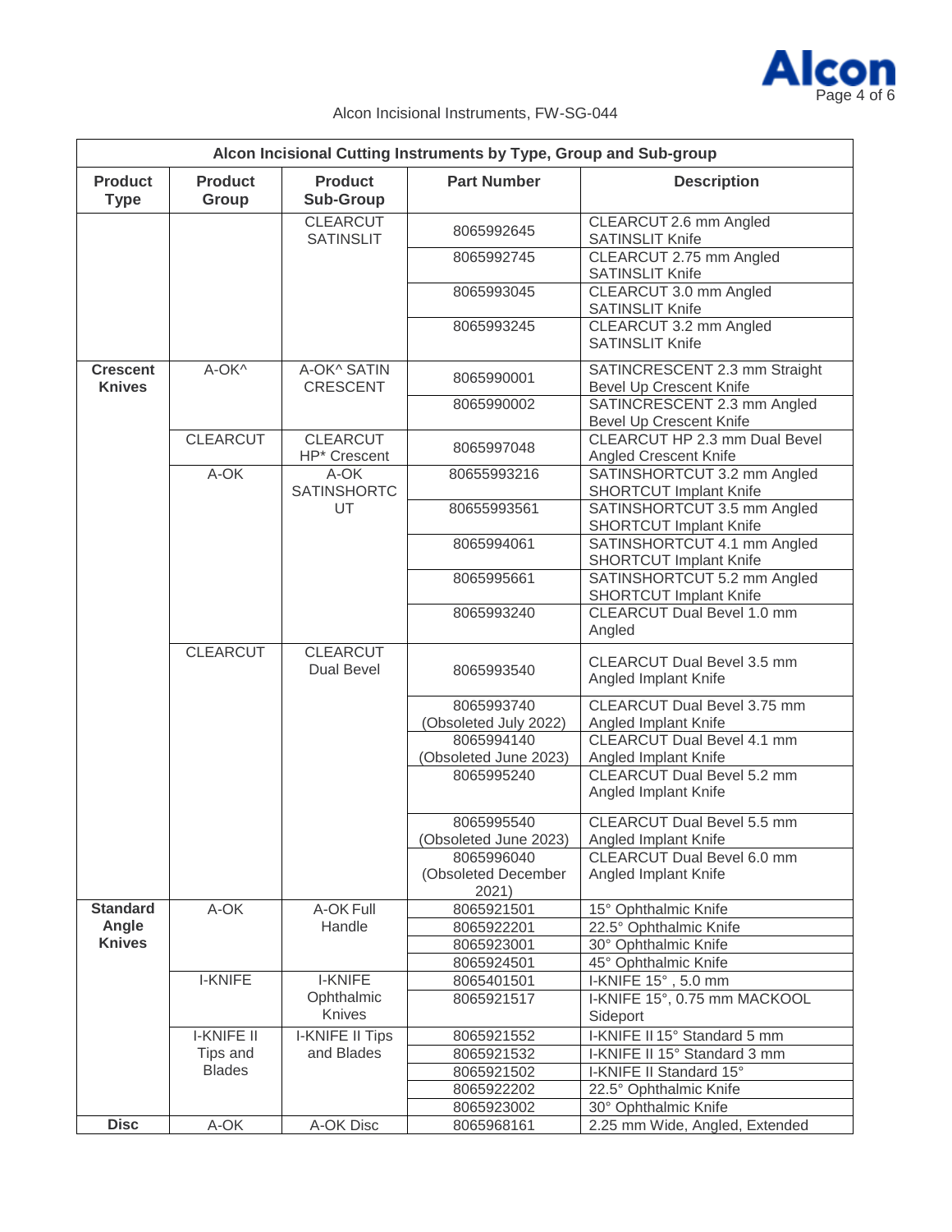Alcon Incisional Instruments, FW-SG-044

| Alcon Incisional Cutting Instruments by Type, Group and Sub-group | | | | |
|---|---|---|---|---|
| **Product Type** | **Product Group** | **Product Sub-Group** | **Part Number** | **Description** |
| | | CLEARCUT SATINSLIT | 8065992645 | CLEARCUT 2.6 mm Angled SATINSLIT Knife |
| | | | 8065992745 | CLEARCUT 2.75 mm Angled SATINSLIT Knife |
| | | | 8065993045 | CLEARCUT 3.0 mm Angled SATINSLIT Knife |
| | | | 8065993245 | CLEARCUT 3.2 mm Angled SATINSLIT Knife |
| **Crescent Knives** | A-OK^ | A-OK^ SATIN CRESCENT | 8065990001 | SATINCRESCENT 2.3 mm Straight Bevel Up Crescent Knife |
| | | | 8065990002 | SATINCRESCENT 2.3 mm Angled Bevel Up Crescent Knife |
| | CLEARCUT | CLEARCUT HP* Crescent | 8065997048 | CLEARCUT HP 2.3 mm Dual Bevel Angled Crescent Knife |
| | A-OK | A-OK SATINSHORTCUT | 80655993216 | SATINSHORTCUT 3.2 mm Angled SHORTCUT Implant Knife |
| | | | 80655993561 | SATINSHORTCUT 3.5 mm Angled SHORTCUT Implant Knife |
| | | | 8065994061 | SATINSHORTCUT 4.1 mm Angled SHORTCUT Implant Knife |
| | | | 8065995661 | SATINSHORTCUT 5.2 mm Angled SHORTCUT Implant Knife |
| | | | 8065993240 | CLEARCUT Dual Bevel 1.0 mm Angled |
| | CLEARCUT | CLEARCUT Dual Bevel | 8065993540 | CLEARCUT Dual Bevel 3.5 mm Angled Implant Knife |
| | | | 8065993740 (Obsoleted July 2022) | CLEARCUT Dual Bevel 3.75 mm Angled Implant Knife |
| | | | 8065994140 (Obsoleted June 2023) | CLEARCUT Dual Bevel 4.1 mm Angled Implant Knife |
| | | | 8065995240 | CLEARCUT Dual Bevel 5.2 mm Angled Implant Knife |
| | | | 8065995540 (Obsoleted June 2023) | CLEARCUT Dual Bevel 5.5 mm Angled Implant Knife |
| | | | 8065996040 (Obsoleted December 2021) | CLEARCUT Dual Bevel 6.0 mm Angled Implant Knife |
| **Standard Angle Knives** | A-OK | A-OK Full Handle | 8065921501 | 15° Ophthalmic Knife |
| | | | 8065922201 | 22.5° Ophthalmic Knife |
| | | | 8065923001 | 30° Ophthalmic Knife |
| | | | 8065924501 | 45° Ophthalmic Knife |
| | I-KNIFE | I-KNIFE Ophthalmic Knives | 8065401501 | I-KNIFE 15° , 5.0 mm |
| | | | 8065921517 | I-KNIFE 15°, 0.75 mm MACKOOL Sideport |
| | I-KNIFE II Tips and Blades | I-KNIFE II Tips and Blades | 8065921552 | I-KNIFE II 15° Standard 5 mm |
| | | | 8065921532 | I-KNIFE II 15° Standard 3 mm |
| | | | 8065921502 | I-KNIFE II Standard 15° |
| | | | 8065922202 | 22.5° Ophthalmic Knife |
| | | | 8065923002 | 30° Ophthalmic Knife |
| **Disc** | A-OK | A-OK Disc | 8065968161 | 2.25 mm Wide, Angled, Extended |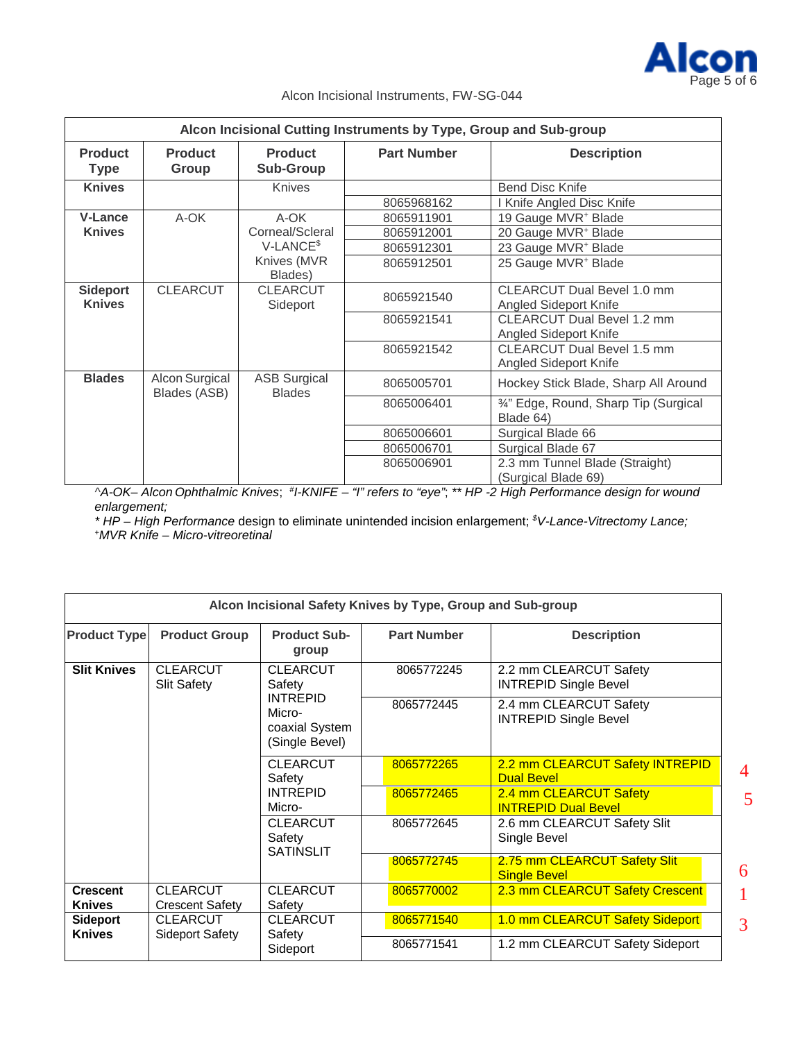| Alcon Incisional Cutting Instruments by Type, Group and Sub-group | | | | |
|---|---|---|---|---|
| **Product Type** | **Product Group** | **Product Sub-Group** | **Part Number** | **Description** |
| **Knives** | | Knives | | Bend Disc Knife |
| | | | 8065968162 | I Knife Angled Disc Knife |
| **V-Lance Knives** | A-OK | A-OK Corneal/Scleral V-LANCE[$] Knives (MVR Blades) | 8065911901 | 19 Gauge MVR[+] Blade |
| | | | 8065912001 | 20 Gauge MVR[+] Blade |
| | | | 8065912301 | 23 Gauge MVR[+] Blade |
| | | | 8065912501 | 25 Gauge MVR[+] Blade |
| **Sideport Knives** | CLEARCUT | CLEARCUT Sideport | 8065921540 | CLEARCUT Dual Bevel 1.0 mm Angled Sideport Knife |
| | | | 8065921541 | CLEARCUT Dual Bevel 1.2 mm Angled Sideport Knife |
| | | | 8065921542 | CLEARCUT Dual Bevel 1.5 mm Angled Sideport Knife |
| **Blades** | Alcon Surgical Blades (ASB) | ASB Surgical Blades | 8065005701 | Hockey Stick Blade, Sharp All Around |
| | | | 8065006401 | ¾" Edge, Round, Sharp Tip (Surgical Blade 64) |
| | | | 8065006601 | Surgical Blade 66 |
| | | | 8065006701 | Surgical Blade 67 |
| | | | 8065006901 | 2.3 mm Tunnel Blade (Straight) (Surgical Blade 69) |

*^A-OK– Alcon Ophthalmic Knives*; *#I-KNIFE – "I" refers to "eye"*; *\*\* HP -2 High Performance design for wound enlargement;*
*\* HP – High Performance* design to eliminate unintended incision enlargement; *$V-Lance-Vitrectomy Lance;*
*+MVR Knife – Micro-vitreoretinal*

| Alcon Incisional Safety Knives by Type, Group and Sub-group | | | | | |
|---|---|---|---|---|---|
| **Product Type** | **Product Group** | **Product Sub-group** | **Part Number** | **Description** | |
| **Slit Knives** | CLEARCUT Slit Safety | CLEARCUT Safety INTREPID Micro-coaxial System (Single Bevel) | 8065772245 | 2.2 mm CLEARCUT Safety INTREPID Single Bevel | |
| | | | 8065772445 | 2.4 mm CLEARCUT Safety INTREPID Single Bevel | |
| | | CLEARCUT Safety INTREPID Micro- | 8065772265 | 2.2 mm CLEARCUT Safety INTREPID Dual Bevel | 4 |
| | | | 8065772465 | 2.4 mm CLEARCUT Safety INTREPID Dual Bevel | 5 |
| | | CLEARCUT Safety SATINSLIT | 8065772645 | 2.6 mm CLEARCUT Safety Slit Single Bevel | |
| | | | 8065772745 | 2.75 mm CLEARCUT Safety Slit Single Bevel | 6 |
| **Crescent Knives** | CLEARCUT Crescent Safety | CLEARCUT Safety | 8065770002 | 2.3 mm CLEARCUT Safety Crescent | 1 |
| **Sideport Knives** | CLEARCUT Sideport Safety | CLEARCUT Safety Sideport | 8065771540 | 1.0 mm CLEARCUT Safety Sideport | 3 |
| | | | 8065771541 | 1.2 mm CLEARCUT Safety Sideport | |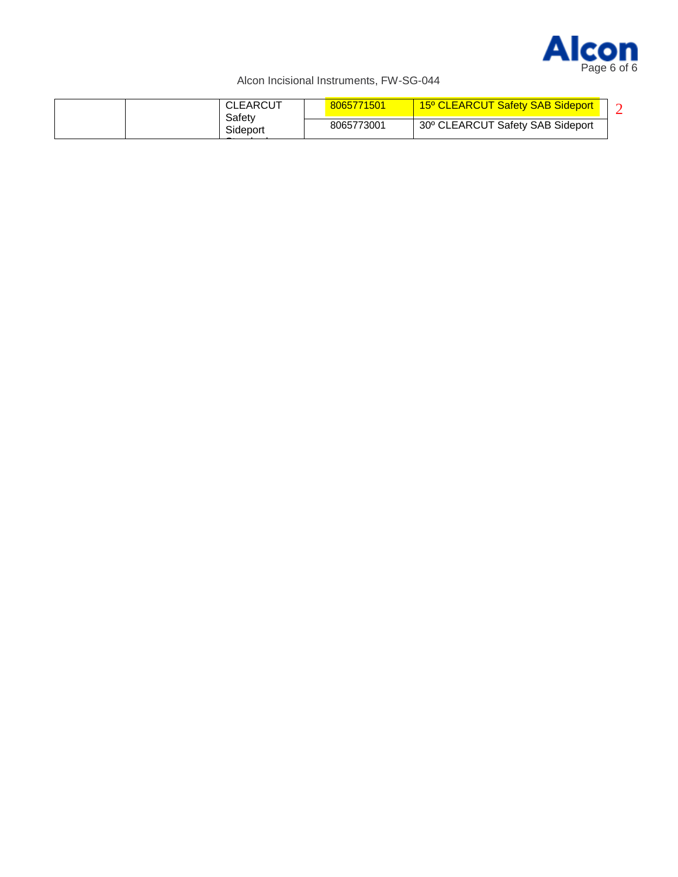|  |  | CLEARCUT Safety Sideport | 8065771501 | 15º CLEARCUT Safety SAB Sideport |
|---|---|---|---|---|
|  |  |  | 8065773001 | 30º CLEARCUT Safety SAB Sideport |

2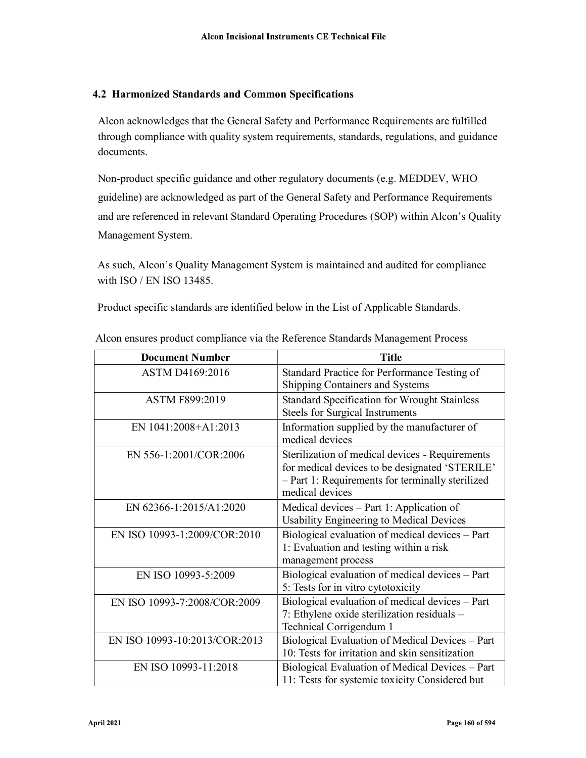## 4.2 Harmonized Standards and Common Specifications

Alcon acknowledges that the General Safety and Performance Requirements are fulfilled through compliance with quality system requirements, standards, regulations, and guidance documents.

Non-product specific guidance and other regulatory documents (e.g. MEDDEV, WHO guideline) are acknowledged as part of the General Safety and Performance Requirements and are referenced in relevant Standard Operating Procedures (SOP) within Alcon's Quality Management System.

As such, Alcon's Quality Management System is maintained and audited for compliance with ISO / EN ISO 13485.

Product specific standards are identified below in the List of Applicable Standards.

Alcon ensures product compliance via the Reference Standards Management Process

| Document Number | Title |
|---|---|
| ASTM D4169:2016 | Standard Practice for Performance Testing of Shipping Containers and Systems |
| ASTM F899:2019 | Standard Specification for Wrought Stainless Steels for Surgical Instruments |
| EN 1041:2008+A1:2013 | Information supplied by the manufacturer of medical devices |
| EN 556-1:2001/COR:2006 | Sterilization of medical devices - Requirements for medical devices to be designated 'STERILE' – Part 1: Requirements for terminally sterilized medical devices |
| EN 62366-1:2015/A1:2020 | Medical devices – Part 1: Application of Usability Engineering to Medical Devices |
| EN ISO 10993-1:2009/COR:2010 | Biological evaluation of medical devices – Part 1: Evaluation and testing within a risk management process |
| EN ISO 10993-5:2009 | Biological evaluation of medical devices – Part 5: Tests for in vitro cytotoxicity |
| EN ISO 10993-7:2008/COR:2009 | Biological evaluation of medical devices – Part 7: Ethylene oxide sterilization residuals – Technical Corrigendum 1 |
| EN ISO 10993-10:2013/COR:2013 | Biological Evaluation of Medical Devices – Part 10: Tests for irritation and skin sensitization |
| EN ISO 10993-11:2018 | Biological Evaluation of Medical Devices – Part 11: Tests for systemic toxicity Considered but |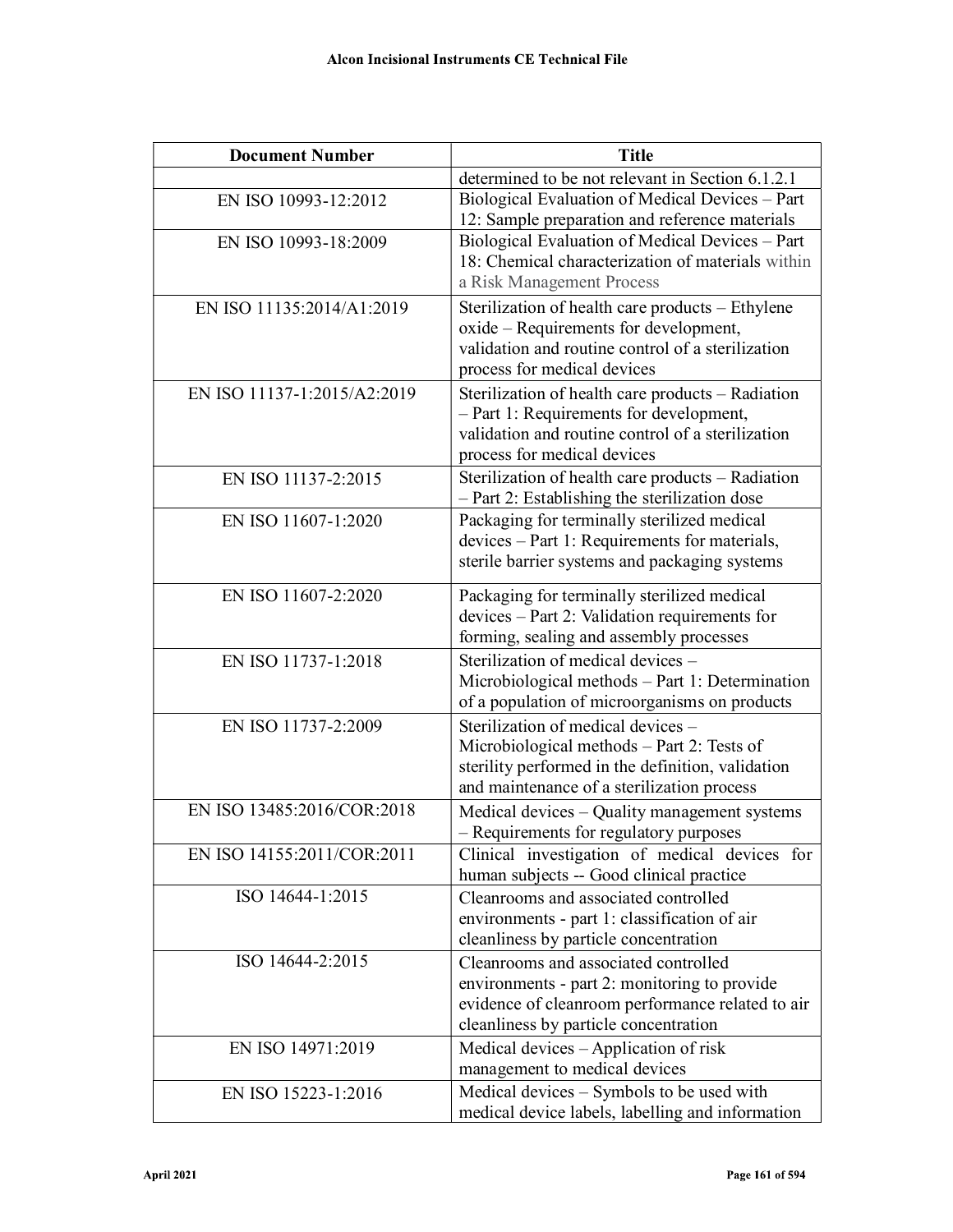| Document Number | Title |
|---|---|
| | determined to be not relevant in Section 6.1.2.1 |
| EN ISO 10993-12:2012 | Biological Evaluation of Medical Devices – Part 12: Sample preparation and reference materials |
| EN ISO 10993-18:2009 | Biological Evaluation of Medical Devices – Part 18: Chemical characterization of materials within a Risk Management Process |
| EN ISO 11135:2014/A1:2019 | Sterilization of health care products – Ethylene oxide – Requirements for development, validation and routine control of a sterilization process for medical devices |
| EN ISO 11137-1:2015/A2:2019 | Sterilization of health care products – Radiation – Part 1: Requirements for development, validation and routine control of a sterilization process for medical devices |
| EN ISO 11137-2:2015 | Sterilization of health care products – Radiation – Part 2: Establishing the sterilization dose |
| EN ISO 11607-1:2020 | Packaging for terminally sterilized medical devices – Part 1: Requirements for materials, sterile barrier systems and packaging systems |
| EN ISO 11607-2:2020 | Packaging for terminally sterilized medical devices – Part 2: Validation requirements for forming, sealing and assembly processes |
| EN ISO 11737-1:2018 | Sterilization of medical devices – Microbiological methods – Part 1: Determination of a population of microorganisms on products |
| EN ISO 11737-2:2009 | Sterilization of medical devices – Microbiological methods – Part 2: Tests of sterility performed in the definition, validation and maintenance of a sterilization process |
| EN ISO 13485:2016/COR:2018 | Medical devices – Quality management systems – Requirements for regulatory purposes |
| EN ISO 14155:2011/COR:2011 | Clinical investigation of medical devices for human subjects -- Good clinical practice |
| ISO 14644-1:2015 | Cleanrooms and associated controlled environments - part 1: classification of air cleanliness by particle concentration |
| ISO 14644-2:2015 | Cleanrooms and associated controlled environments - part 2: monitoring to provide evidence of cleanroom performance related to air cleanliness by particle concentration |
| EN ISO 14971:2019 | Medical devices – Application of risk management to medical devices |
| EN ISO 15223-1:2016 | Medical devices – Symbols to be used with medical device labels, labelling and information |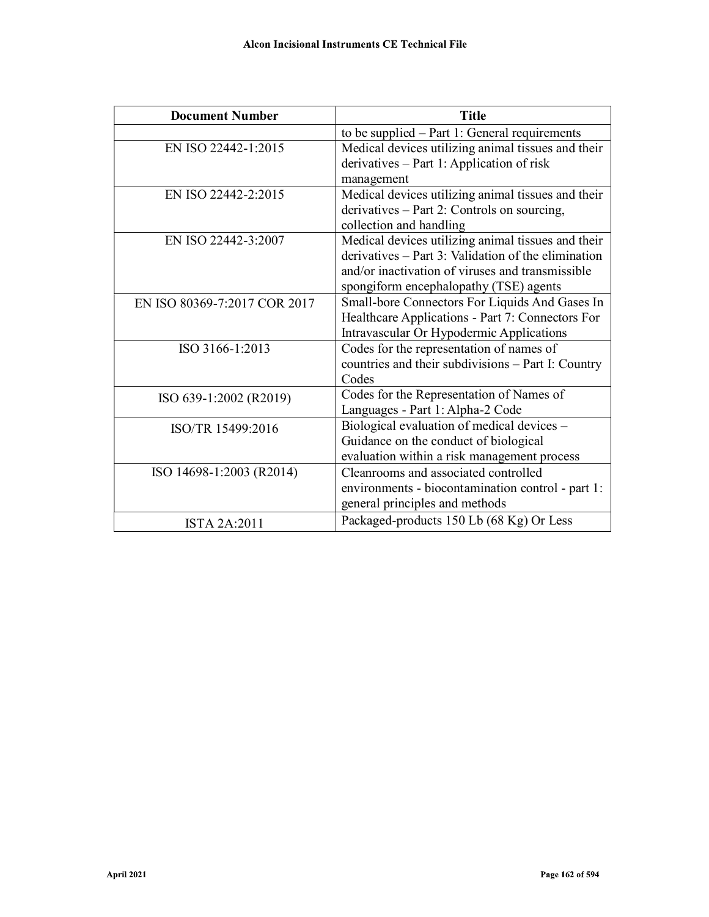| Document Number | Title |
|---|---|
| | to be supplied – Part 1: General requirements |
| EN ISO 22442-1:2015 | Medical devices utilizing animal tissues and their derivatives – Part 1: Application of risk management |
| EN ISO 22442-2:2015 | Medical devices utilizing animal tissues and their derivatives – Part 2: Controls on sourcing, collection and handling |
| EN ISO 22442-3:2007 | Medical devices utilizing animal tissues and their derivatives – Part 3: Validation of the elimination and/or inactivation of viruses and transmissible spongiform encephalopathy (TSE) agents |
| EN ISO 80369-7:2017 COR 2017 | Small-bore Connectors For Liquids And Gases In Healthcare Applications - Part 7: Connectors For Intravascular Or Hypodermic Applications |
| ISO 3166-1:2013 | Codes for the representation of names of countries and their subdivisions – Part I: Country Codes |
| ISO 639-1:2002 (R2019) | Codes for the Representation of Names of Languages - Part 1: Alpha-2 Code |
| ISO/TR 15499:2016 | Biological evaluation of medical devices – Guidance on the conduct of biological evaluation within a risk management process |
| ISO 14698-1:2003 (R2014) | Cleanrooms and associated controlled environments - biocontamination control - part 1: general principles and methods |
| ISTA 2A:2011 | Packaged-products 150 Lb (68 Kg) Or Less |